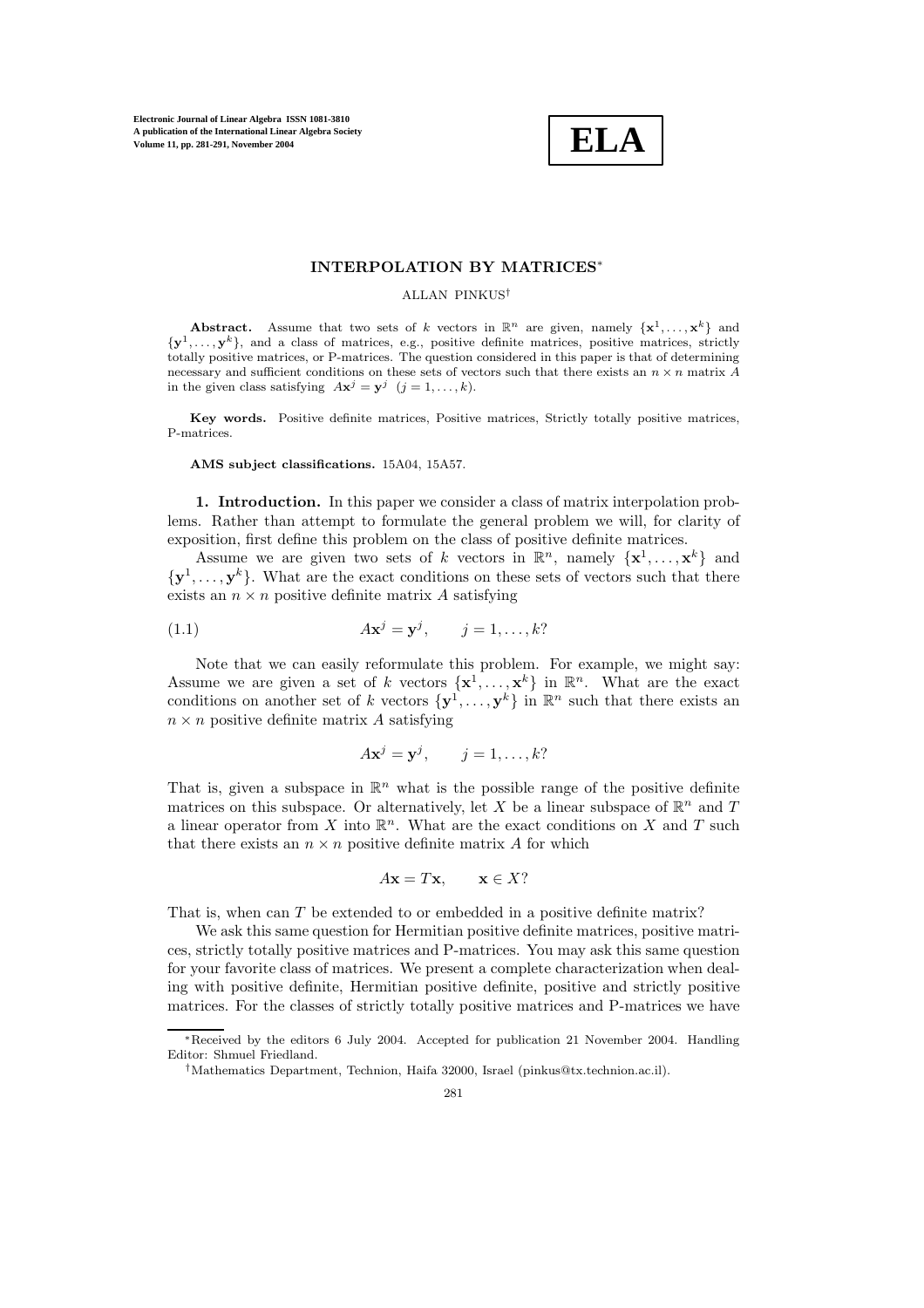# INTERPOLATION BY MATRICES*

ALLAN PINKUS†

**Abstract.** Assume that two sets of $k$ vectors in $\mathbb{R}^n$ are given, namely $\{\mathbf{x}^1, \ldots, \mathbf{x}^k\}$ and $\{\mathbf{y}^1, \ldots, \mathbf{y}^k\}$, and a class of matrices, e.g., positive definite matrices, positive matrices, strictly totally positive matrices, or P-matrices. The question considered in this paper is that of determining necessary and sufficient conditions on these sets of vectors such that there exists an $n \times n$ matrix $A$ in the given class satisfying $A\mathbf{x}^j = \mathbf{y}^j$ $(j = 1, \ldots, k)$.

**Key words.** Positive definite matrices, Positive matrices, Strictly totally positive matrices, P-matrices.

**AMS subject classifications.** 15A04, 15A57.

## 1. Introduction.

In this paper we consider a class of matrix interpolation problems. Rather than attempt to formulate the general problem we will, for clarity of exposition, first define this problem on the class of positive definite matrices.

Assume we are given two sets of $k$ vectors in $\mathbb{R}^n$, namely $\{\mathbf{x}^1, \ldots, \mathbf{x}^k\}$ and $\{\mathbf{y}^1, \ldots, \mathbf{y}^k\}$. What are the exact conditions on these sets of vectors such that there exists an $n \times n$ positive definite matrix $A$ satisfying

$$A\mathbf{x}^j = \mathbf{y}^j, \qquad j = 1, \ldots, k? \tag{1.1}$$

Note that we can easily reformulate this problem. For example, we might say: Assume we are given a set of $k$ vectors $\{\mathbf{x}^1, \ldots, \mathbf{x}^k\}$ in $\mathbb{R}^n$. What are the exact conditions on another set of $k$ vectors $\{\mathbf{y}^1, \ldots, \mathbf{y}^k\}$ in $\mathbb{R}^n$ such that there exists an $n \times n$ positive definite matrix $A$ satisfying

$$A\mathbf{x}^j = \mathbf{y}^j, \qquad j = 1, \ldots, k?$$

That is, given a subspace in $\mathbb{R}^n$ what is the possible range of the positive definite matrices on this subspace. Or alternatively, let $X$ be a linear subspace of $\mathbb{R}^n$ and $T$ a linear operator from $X$ into $\mathbb{R}^n$. What are the exact conditions on $X$ and $T$ such that there exists an $n \times n$ positive definite matrix $A$ for which

$$A\mathbf{x} = T\mathbf{x}, \qquad \mathbf{x} \in X?$$

That is, when can $T$ be extended to or embedded in a positive definite matrix?

We ask this same question for Hermitian positive definite matrices, positive matrices, strictly totally positive matrices and P-matrices. You may ask this same question for your favorite class of matrices. We present a complete characterization when dealing with positive definite, Hermitian positive definite, positive and strictly positive matrices. For the classes of strictly totally positive matrices and P-matrices we have

*Received by the editors 6 July 2004. Accepted for publication 21 November 2004. Handling Editor: Shmuel Friedland.

†Mathematics Department, Technion, Haifa 32000, Israel (pinkus@tx.technion.ac.il).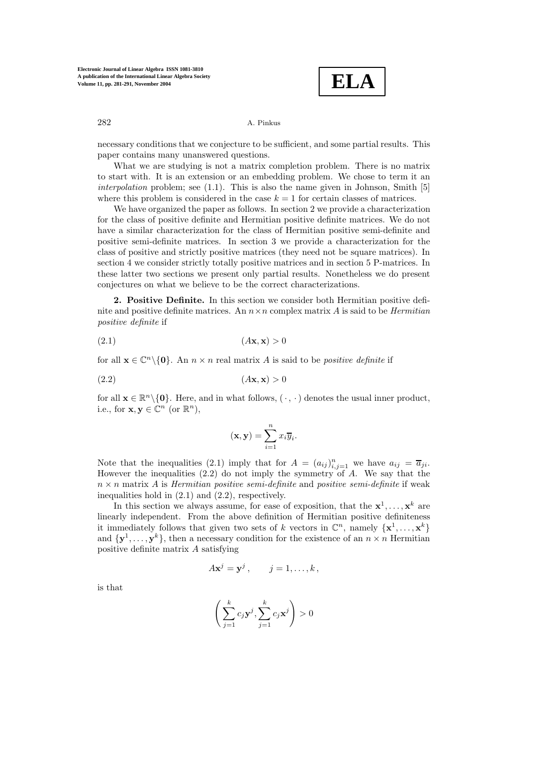necessary conditions that we conjecture to be sufficient, and some partial results. This paper contains many unanswered questions.

What we are studying is not a matrix completion problem. There is no matrix to start with. It is an extension or an embedding problem. We chose to term it an *interpolation* problem; see (1.1). This is also the name given in Johnson, Smith [5] where this problem is considered in the case $k = 1$ for certain classes of matrices.

We have organized the paper as follows. In section 2 we provide a characterization for the class of positive definite and Hermitian positive definite matrices. We do not have a similar characterization for the class of Hermitian positive semi-definite and positive semi-definite matrices. In section 3 we provide a characterization for the class of positive and strictly positive matrices (they need not be square matrices). In section 4 we consider strictly totally positive matrices and in section 5 P-matrices. In these latter two sections we present only partial results. Nonetheless we do present conjectures on what we believe to be the correct characterizations.

**2. Positive Definite.** In this section we consider both Hermitian positive definite and positive definite matrices. An $n \times n$ complex matrix $A$ is said to be *Hermitian positive definite* if

$$(A\mathbf{x}, \mathbf{x}) > 0 \tag{2.1}$$

for all $\mathbf{x} \in \mathbb{C}^n \backslash \{\mathbf{0}\}$. An $n \times n$ real matrix $A$ is said to be *positive definite* if

$$(A\mathbf{x}, \mathbf{x}) > 0 \tag{2.2}$$

for all $\mathbf{x} \in \mathbb{R}^n \backslash \{\mathbf{0}\}$. Here, and in what follows, $(\cdot\, ,\, \cdot)$ denotes the usual inner product, i.e., for $\mathbf{x}, \mathbf{y} \in \mathbb{C}^n$ (or $\mathbb{R}^n$),

$$(\mathbf{x}, \mathbf{y}) = \sum_{i=1}^{n} x_i \overline{y}_i.$$

Note that the inequalities (2.1) imply that for $A = (a_{ij})_{i,j=1}^n$ we have $a_{ij} = \overline{a}_{ji}$. However the inequalities (2.2) do not imply the symmetry of $A$. We say that the $n \times n$ matrix $A$ is *Hermitian positive semi-definite* and *positive semi-definite* if weak inequalities hold in (2.1) and (2.2), respectively.

In this section we always assume, for ease of exposition, that the $\mathbf{x}^1, \ldots, \mathbf{x}^k$ are linearly independent. From the above definition of Hermitian positive definiteness it immediately follows that given two sets of $k$ vectors in $\mathbb{C}^n$, namely $\{\mathbf{x}^1, \ldots, \mathbf{x}^k\}$ and $\{\mathbf{y}^1, \ldots, \mathbf{y}^k\}$, then a necessary condition for the existence of an $n \times n$ Hermitian positive definite matrix $A$ satisfying

$$A\mathbf{x}^j = \mathbf{y}^j\,, \qquad j = 1, \ldots, k\,,$$

is that

$$\left( \sum_{j=1}^{k} c_j \mathbf{y}^j, \sum_{j=1}^{k} c_j \mathbf{x}^j \right) > 0$$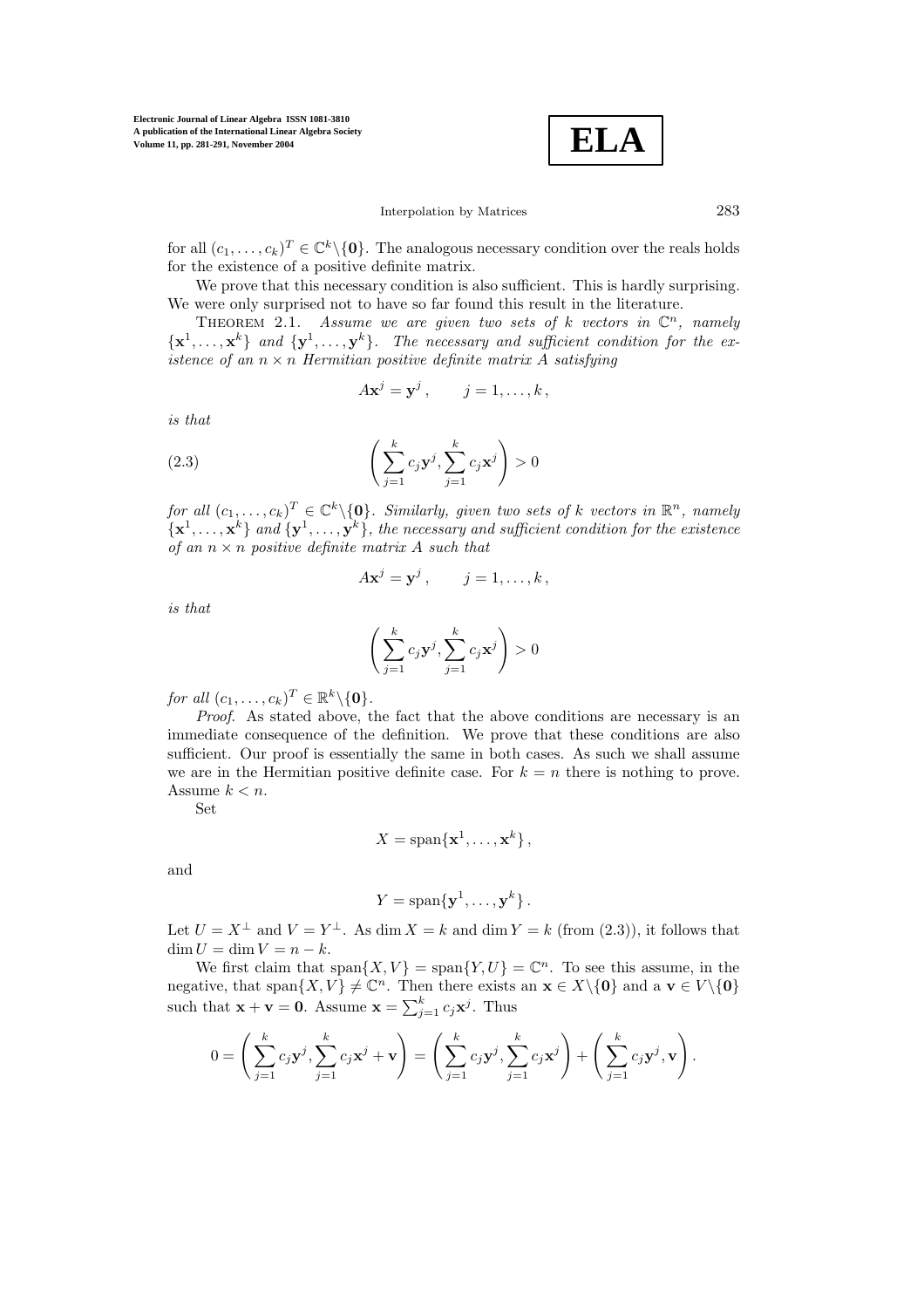for all $(c_1, \ldots, c_k)^T \in \mathbb{C}^k \backslash \{\mathbf{0}\}$. The analogous necessary condition over the reals holds for the existence of a positive definite matrix.

We prove that this necessary condition is also sufficient. This is hardly surprising. We were only surprised not to have so far found this result in the literature.

THEOREM 2.1. *Assume we are given two sets of $k$ vectors in $\mathbb{C}^n$, namely $\{\mathbf{x}^1, \ldots, \mathbf{x}^k\}$ and $\{\mathbf{y}^1, \ldots, \mathbf{y}^k\}$. The necessary and sufficient condition for the existence of an $n \times n$ Hermitian positive definite matrix $A$ satisfying*

$$A\mathbf{x}^j = \mathbf{y}^j\,, \qquad j = 1, \ldots, k\,,$$

*is that*

$$\left( \sum_{j=1}^{k} c_j \mathbf{y}^j, \sum_{j=1}^{k} c_j \mathbf{x}^j \right) > 0 \tag{2.3}$$

*for all $(c_1, \ldots, c_k)^T \in \mathbb{C}^k \backslash \{\mathbf{0}\}$. Similarly, given two sets of $k$ vectors in $\mathbb{R}^n$, namely $\{\mathbf{x}^1, \ldots, \mathbf{x}^k\}$ and $\{\mathbf{y}^1, \ldots, \mathbf{y}^k\}$, the necessary and sufficient condition for the existence of an $n \times n$ positive definite matrix $A$ such that*

$$A\mathbf{x}^j = \mathbf{y}^j\,, \qquad j = 1, \ldots, k\,,$$

*is that*

$$\left( \sum_{j=1}^{k} c_j \mathbf{y}^j, \sum_{j=1}^{k} c_j \mathbf{x}^j \right) > 0$$

*for all $(c_1, \ldots, c_k)^T \in \mathbb{R}^k \backslash \{\mathbf{0}\}$.*

*Proof*. As stated above, the fact that the above conditions are necessary is an immediate consequence of the definition. We prove that these conditions are also sufficient. Our proof is essentially the same in both cases. As such we shall assume we are in the Hermitian positive definite case. For $k = n$ there is nothing to prove. Assume $k < n$.

Set

$$X = \text{span}\{\mathbf{x}^1, \ldots, \mathbf{x}^k\}\,,$$

and

$$Y = \text{span}\{\mathbf{y}^1, \ldots, \mathbf{y}^k\}\,.$$

Let $U = X^\perp$ and $V = Y^\perp$. As $\dim X = k$ and $\dim Y = k$ (from (2.3)), it follows that $\dim U = \dim V = n - k$.

We first claim that $\text{span}\{X, V\} = \text{span}\{Y, U\} = \mathbb{C}^n$. To see this assume, in the negative, that $\text{span}\{X, V\} \neq \mathbb{C}^n$. Then there exists an $\mathbf{x} \in X \backslash \{\mathbf{0}\}$ and a $\mathbf{v} \in V \backslash \{\mathbf{0}\}$ such that $\mathbf{x} + \mathbf{v} = \mathbf{0}$. Assume $\mathbf{x} = \sum_{j=1}^{k} c_j \mathbf{x}^j$. Thus

$$0 = \left( \sum_{j=1}^{k} c_j \mathbf{y}^j, \sum_{j=1}^{k} c_j \mathbf{x}^j + \mathbf{v} \right) = \left( \sum_{j=1}^{k} c_j \mathbf{y}^j, \sum_{j=1}^{k} c_j \mathbf{x}^j \right) + \left( \sum_{j=1}^{k} c_j \mathbf{y}^j, \mathbf{v} \right).$$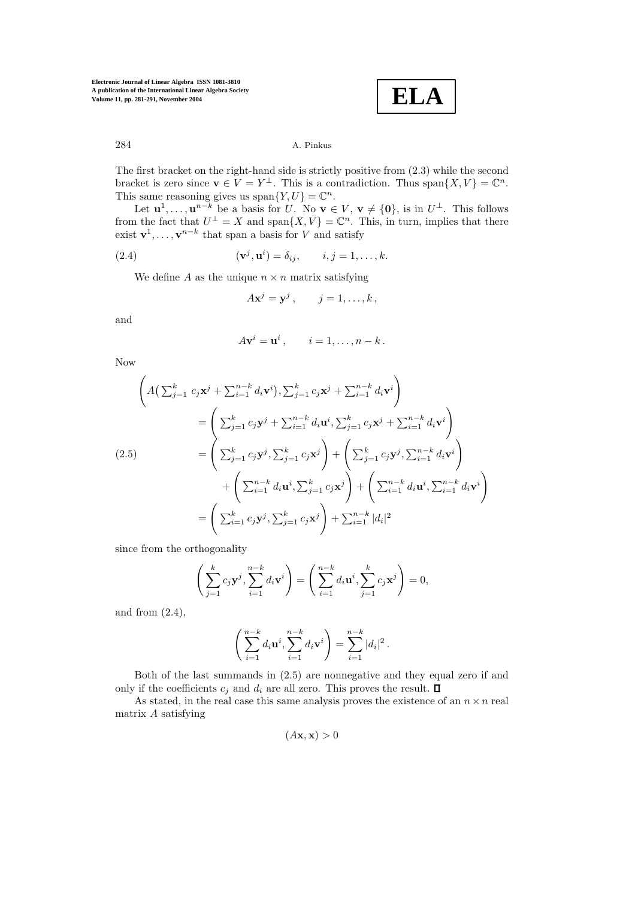The first bracket on the right-hand side is strictly positive from (2.3) while the second bracket is zero since $\mathbf{v} \in V = Y^\perp$. This is a contradiction. Thus $\text{span}\{X, V\} = \mathbb{C}^n$. This same reasoning gives us $\text{span}\{Y, U\} = \mathbb{C}^n$.

Let $\mathbf{u}^1, \ldots, \mathbf{u}^{n-k}$ be a basis for $U$. No $\mathbf{v} \in V$, $\mathbf{v} \neq \{\mathbf{0}\}$, is in $U^\perp$. This follows from the fact that $U^\perp = X$ and $\text{span}\{X, V\} = \mathbb{C}^n$. This, in turn, implies that there exist $\mathbf{v}^1, \ldots, \mathbf{v}^{n-k}$ that span a basis for $V$ and satisfy

$$(\mathbf{v}^j, \mathbf{u}^i) = \delta_{ij}, \qquad i, j = 1, \ldots, k. \tag{2.4}$$

We define $A$ as the unique $n \times n$ matrix satisfying

$$A\mathbf{x}^j = \mathbf{y}^j\,, \qquad j = 1, \ldots, k\,,$$

and

$$A\mathbf{v}^i = \mathbf{u}^i\,, \qquad i = 1, \ldots, n-k\,.$$

Now

$$\begin{aligned}
&\left( A\big(\textstyle\sum_{j=1}^k c_j \mathbf{x}^j + \sum_{i=1}^{n-k} d_i \mathbf{v}^i\big), \sum_{j=1}^k c_j \mathbf{x}^j + \sum_{i=1}^{n-k} d_i \mathbf{v}^i \right) \\
&\quad = \left( \textstyle\sum_{j=1}^k c_j \mathbf{y}^j + \sum_{i=1}^{n-k} d_i \mathbf{u}^i, \sum_{j=1}^k c_j \mathbf{x}^j + \sum_{i=1}^{n-k} d_i \mathbf{v}^i \right) \\
&\quad = \left( \textstyle\sum_{j=1}^k c_j \mathbf{y}^j, \sum_{j=1}^k c_j \mathbf{x}^j \right) + \left( \textstyle\sum_{j=1}^k c_j \mathbf{y}^j, \sum_{i=1}^{n-k} d_i \mathbf{v}^i \right) \\
&\qquad + \left( \textstyle\sum_{i=1}^{n-k} d_i \mathbf{u}^i, \sum_{j=1}^k c_j \mathbf{x}^j \right) + \left( \textstyle\sum_{i=1}^{n-k} d_i \mathbf{u}^i, \sum_{i=1}^{n-k} d_i \mathbf{v}^i \right) \\
&\quad = \left( \textstyle\sum_{i=1}^k c_j \mathbf{y}^j, \sum_{j=1}^k c_j \mathbf{x}^j \right) + \sum_{i=1}^{n-k} |d_i|^2
\end{aligned} \tag{2.5}$$

since from the orthogonality

$$\left( \sum_{j=1}^k c_j \mathbf{y}^j, \sum_{i=1}^{n-k} d_i \mathbf{v}^i \right) = \left( \sum_{i=1}^{n-k} d_i \mathbf{u}^i, \sum_{j=1}^k c_j \mathbf{x}^j \right) = 0,$$

and from (2.4),

$$\left( \sum_{i=1}^{n-k} d_i \mathbf{u}^i, \sum_{i=1}^{n-k} d_i \mathbf{v}^i \right) = \sum_{i=1}^{n-k} |d_i|^2\,.$$

Both of the last summands in (2.5) are nonnegative and they equal zero if and only if the coefficients $c_j$ and $d_i$ are all zero. This proves the result. ∎

As stated, in the real case this same analysis proves the existence of an $n \times n$ real matrix $A$ satisfying

$$(A\mathbf{x}, \mathbf{x}) > 0$$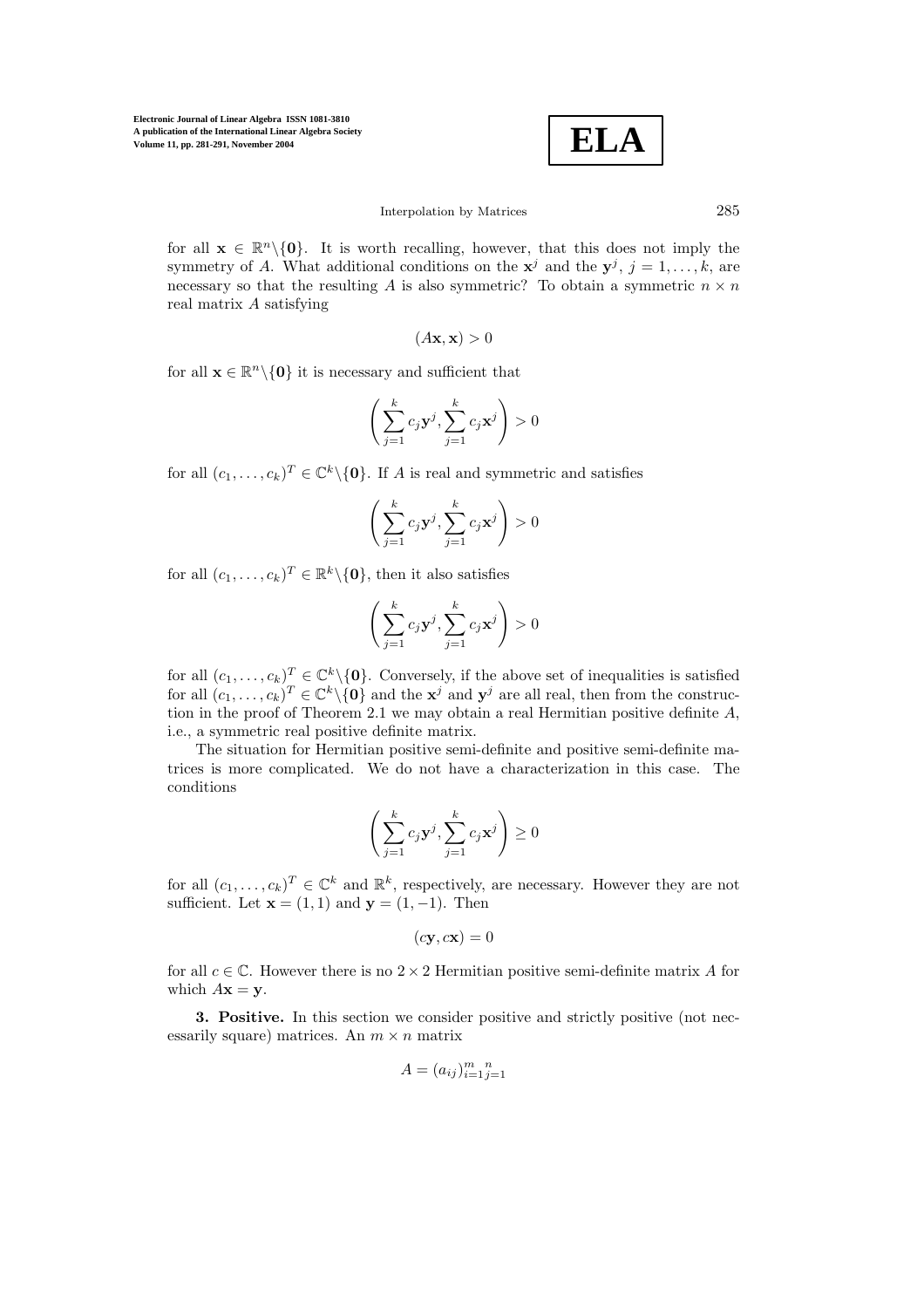for all $\mathbf{x} \in \mathbb{R}^n \backslash \{\mathbf{0}\}$. It is worth recalling, however, that this does not imply the symmetry of $A$. What additional conditions on the $\mathbf{x}^j$ and the $\mathbf{y}^j$, $j = 1, \ldots, k$, are necessary so that the resulting $A$ is also symmetric? To obtain a symmetric $n \times n$ real matrix $A$ satisfying

$$(A\mathbf{x}, \mathbf{x}) > 0$$

for all $\mathbf{x} \in \mathbb{R}^n \backslash \{\mathbf{0}\}$ it is necessary and sufficient that

$$\left( \sum_{j=1}^{k} c_j \mathbf{y}^j, \sum_{j=1}^{k} c_j \mathbf{x}^j \right) > 0$$

for all $(c_1, \ldots, c_k)^T \in \mathbb{C}^k \backslash \{\mathbf{0}\}$. If $A$ is real and symmetric and satisfies

$$\left( \sum_{j=1}^{k} c_j \mathbf{y}^j, \sum_{j=1}^{k} c_j \mathbf{x}^j \right) > 0$$

for all $(c_1, \ldots, c_k)^T \in \mathbb{R}^k \backslash \{\mathbf{0}\}$, then it also satisfies

$$\left( \sum_{j=1}^{k} c_j \mathbf{y}^j, \sum_{j=1}^{k} c_j \mathbf{x}^j \right) > 0$$

for all $(c_1, \ldots, c_k)^T \in \mathbb{C}^k \backslash \{\mathbf{0}\}$. Conversely, if the above set of inequalities is satisfied for all $(c_1, \ldots, c_k)^T \in \mathbb{C}^k \backslash \{\mathbf{0}\}$ and the $\mathbf{x}^j$ and $\mathbf{y}^j$ are all real, then from the construction in the proof of Theorem 2.1 we may obtain a real Hermitian positive definite $A$, i.e., a symmetric real positive definite matrix.

The situation for Hermitian positive semi-definite and positive semi-definite matrices is more complicated. We do not have a characterization in this case. The conditions

$$\left( \sum_{j=1}^{k} c_j \mathbf{y}^j, \sum_{j=1}^{k} c_j \mathbf{x}^j \right) \geq 0$$

for all $(c_1, \ldots, c_k)^T \in \mathbb{C}^k$ and $\mathbb{R}^k$, respectively, are necessary. However they are not sufficient. Let $\mathbf{x} = (1, 1)$ and $\mathbf{y} = (1, -1)$. Then

$$(c\mathbf{y}, c\mathbf{x}) = 0$$

for all $c \in \mathbb{C}$. However there is no $2 \times 2$ Hermitian positive semi-definite matrix $A$ for which $A\mathbf{x} = \mathbf{y}$.

**3. Positive.** In this section we consider positive and strictly positive (not necessarily square) matrices. An $m \times n$ matrix

$$A = (a_{ij})_{i=1}^{m} {}_{j=1}^{n}$$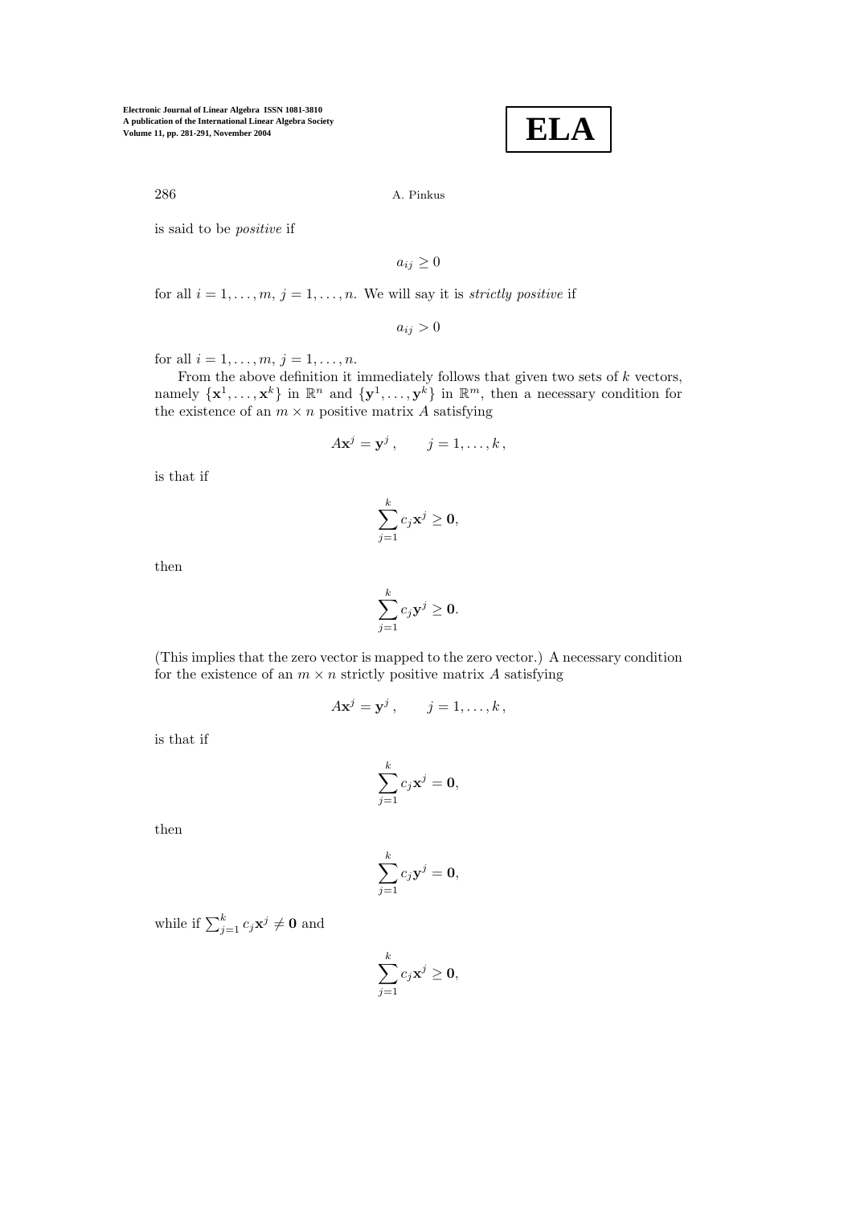is said to be *positive* if

$$a_{ij} \geq 0$$

for all $i = 1, \ldots, m$, $j = 1, \ldots, n$. We will say it is *strictly positive* if

$$a_{ij} > 0$$

for all $i = 1, \ldots, m$, $j = 1, \ldots, n$.

From the above definition it immediately follows that given two sets of $k$ vectors, namely $\{\mathbf{x}^1, \ldots, \mathbf{x}^k\}$ in $\mathbb{R}^n$ and $\{\mathbf{y}^1, \ldots, \mathbf{y}^k\}$ in $\mathbb{R}^m$, then a necessary condition for the existence of an $m \times n$ positive matrix $A$ satisfying

$$A\mathbf{x}^j = \mathbf{y}^j \,, \qquad j = 1, \ldots, k \,,$$

is that if

$$\sum_{j=1}^{k} c_j \mathbf{x}^j \geq \mathbf{0},$$

then

$$\sum_{j=1}^{k} c_j \mathbf{y}^j \geq \mathbf{0}.$$

(This implies that the zero vector is mapped to the zero vector.) A necessary condition for the existence of an $m \times n$ strictly positive matrix $A$ satisfying

$$A\mathbf{x}^j = \mathbf{y}^j \,, \qquad j = 1, \ldots, k \,,$$

is that if

$$\sum_{j=1}^{k} c_j \mathbf{x}^j = \mathbf{0},$$

then

$$\sum_{j=1}^{k} c_j \mathbf{y}^j = \mathbf{0},$$

while if $\sum_{j=1}^{k} c_j \mathbf{x}^j \neq \mathbf{0}$ and

$$\sum_{j=1}^{k} c_j \mathbf{x}^j \geq \mathbf{0},$$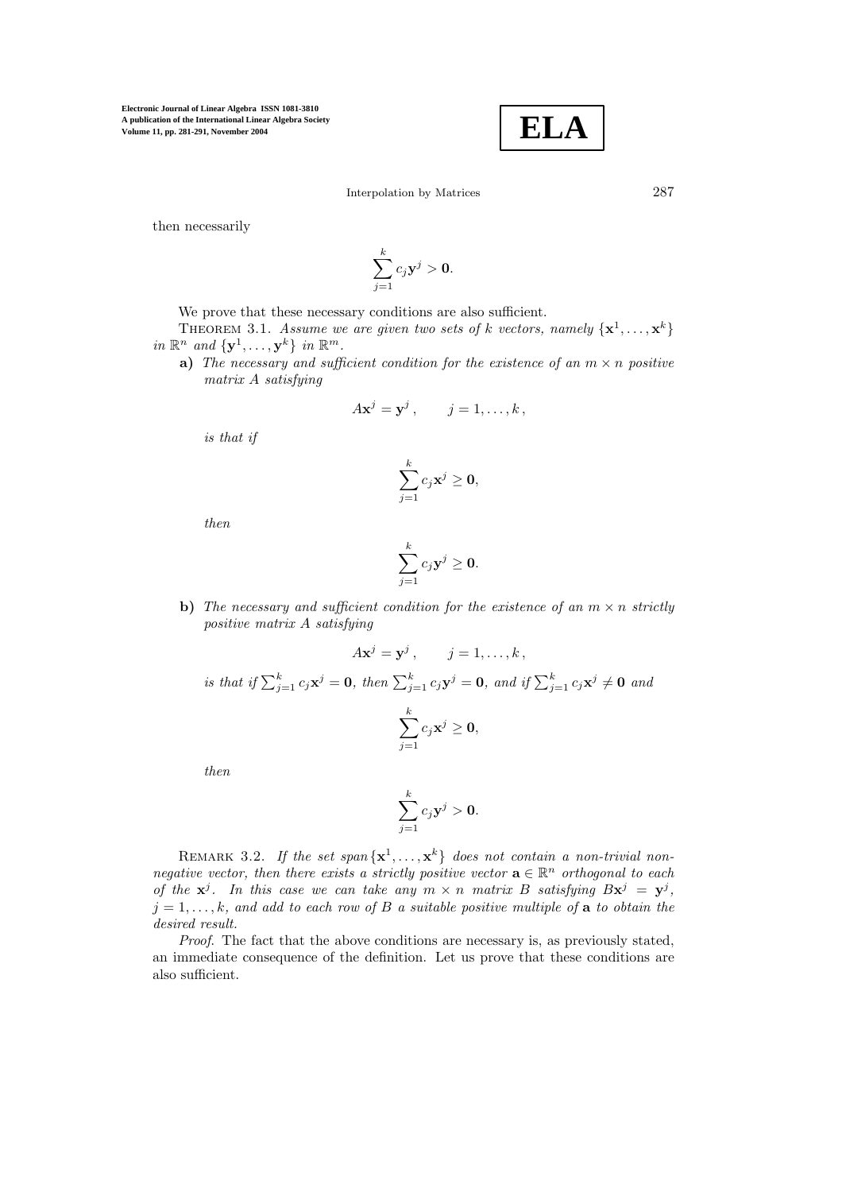then necessarily

$$\sum_{j=1}^{k} c_j \mathbf{y}^j > \mathbf{0}.$$

We prove that these necessary conditions are also sufficient.

THEOREM 3.1. *Assume we are given two sets of $k$ vectors, namely $\{\mathbf{x}^1, \ldots, \mathbf{x}^k\}$ in $\mathbb{R}^n$ and $\{\mathbf{y}^1, \ldots, \mathbf{y}^k\}$ in $\mathbb{R}^m$.*

**a)** *The necessary and sufficient condition for the existence of an $m \times n$ positive matrix $A$ satisfying*

$$A\mathbf{x}^j = \mathbf{y}^j, \qquad j = 1, \ldots, k,$$

*is that if*

$$\sum_{j=1}^{k} c_j \mathbf{x}^j \geq \mathbf{0},$$

*then*

$$\sum_{j=1}^{k} c_j \mathbf{y}^j \geq \mathbf{0}.$$

**b)** *The necessary and sufficient condition for the existence of an $m \times n$ strictly positive matrix $A$ satisfying*

$$A\mathbf{x}^j = \mathbf{y}^j, \qquad j = 1, \ldots, k,$$

*is that if $\sum_{j=1}^{k} c_j \mathbf{x}^j = \mathbf{0}$, then $\sum_{j=1}^{k} c_j \mathbf{y}^j = \mathbf{0}$, and if $\sum_{j=1}^{k} c_j \mathbf{x}^j \neq \mathbf{0}$ and*

$$\sum_{j=1}^{k} c_j \mathbf{x}^j \geq \mathbf{0},$$

*then*

$$\sum_{j=1}^{k} c_j \mathbf{y}^j > \mathbf{0}.$$

REMARK 3.2. *If the set span$\{\mathbf{x}^1, \ldots, \mathbf{x}^k\}$ does not contain a non-trivial non-negative vector, then there exists a strictly positive vector $\mathbf{a} \in \mathbb{R}^n$ orthogonal to each of the $\mathbf{x}^j$. In this case we can take any $m \times n$ matrix $B$ satisfying $B\mathbf{x}^j = \mathbf{y}^j$, $j = 1, \ldots, k$, and add to each row of $B$ a suitable positive multiple of $\mathbf{a}$ to obtain the desired result.*

*Proof*. The fact that the above conditions are necessary is, as previously stated, an immediate consequence of the definition. Let us prove that these conditions are also sufficient.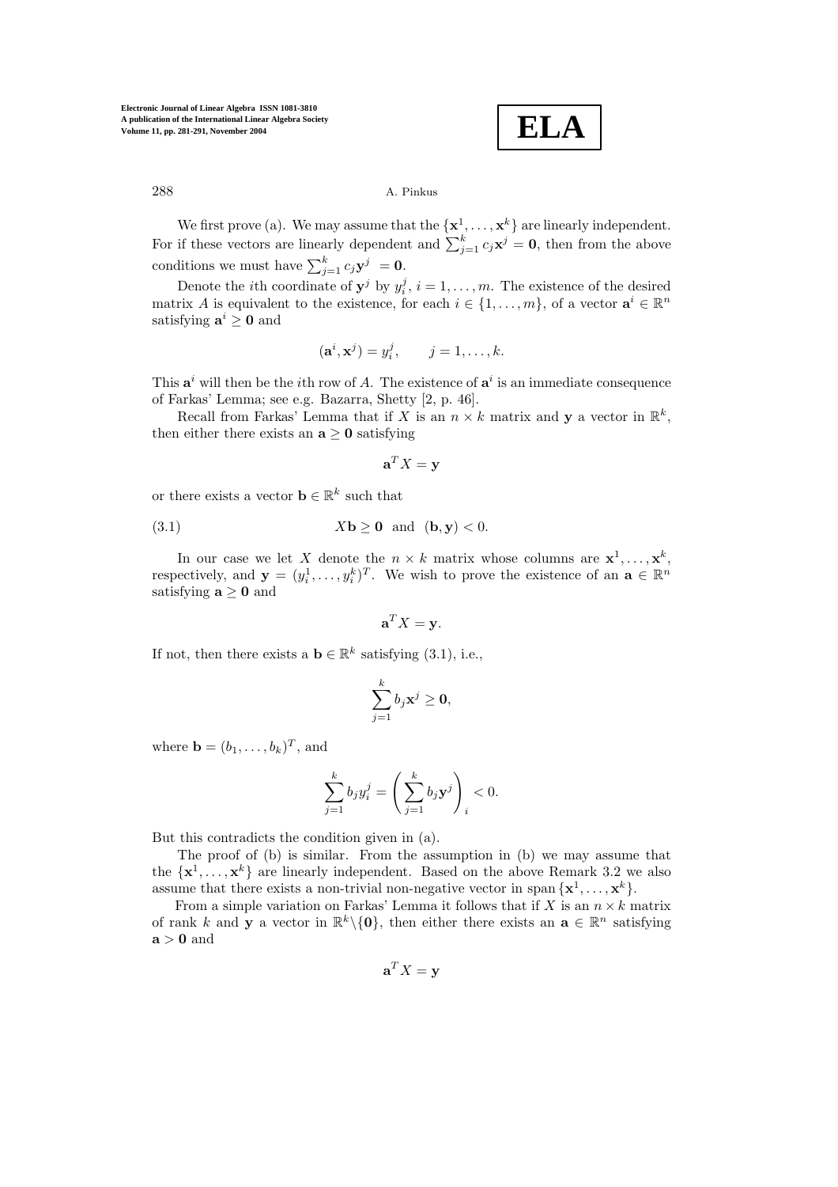We first prove (a). We may assume that the $\{\mathbf{x}^1, \ldots, \mathbf{x}^k\}$ are linearly independent. For if these vectors are linearly dependent and $\sum_{j=1}^k c_j \mathbf{x}^j = \mathbf{0}$, then from the above conditions we must have $\sum_{j=1}^k c_j \mathbf{y}^j = \mathbf{0}$.

Denote the $i$th coordinate of $\mathbf{y}^j$ by $y_i^j$, $i = 1, \ldots, m$. The existence of the desired matrix $A$ is equivalent to the existence, for each $i \in \{1, \ldots, m\}$, of a vector $\mathbf{a}^i \in \mathbb{R}^n$ satisfying $\mathbf{a}^i \geq \mathbf{0}$ and

$$(\mathbf{a}^i, \mathbf{x}^j) = y_i^j, \qquad j = 1, \ldots, k.$$

This $\mathbf{a}^i$ will then be the $i$th row of $A$. The existence of $\mathbf{a}^i$ is an immediate consequence of Farkas' Lemma; see e.g. Bazarra, Shetty [2, p. 46].

Recall from Farkas' Lemma that if $X$ is an $n \times k$ matrix and $\mathbf{y}$ a vector in $\mathbb{R}^k$, then either there exists an $\mathbf{a} \geq \mathbf{0}$ satisfying

$$\mathbf{a}^T X = \mathbf{y}$$

or there exists a vector $\mathbf{b} \in \mathbb{R}^k$ such that

$$X\mathbf{b} \geq \mathbf{0} \quad \text{and} \quad (\mathbf{b}, \mathbf{y}) < 0. \tag{3.1}$$

In our case we let $X$ denote the $n \times k$ matrix whose columns are $\mathbf{x}^1, \ldots, \mathbf{x}^k$, respectively, and $\mathbf{y} = (y_i^1, \ldots, y_i^k)^T$. We wish to prove the existence of an $\mathbf{a} \in \mathbb{R}^n$ satisfying $\mathbf{a} \geq \mathbf{0}$ and

$$\mathbf{a}^T X = \mathbf{y}.$$

If not, then there exists a $\mathbf{b} \in \mathbb{R}^k$ satisfying (3.1), i.e.,

$$\sum_{j=1}^k b_j \mathbf{x}^j \geq \mathbf{0},$$

where $\mathbf{b} = (b_1, \ldots, b_k)^T$, and

$$\sum_{j=1}^k b_j y_i^j = \left( \sum_{j=1}^k b_j \mathbf{y}^j \right)_i < 0.$$

But this contradicts the condition given in (a).

The proof of (b) is similar. From the assumption in (b) we may assume that the $\{\mathbf{x}^1, \ldots, \mathbf{x}^k\}$ are linearly independent. Based on the above Remark 3.2 we also assume that there exists a non-trivial non-negative vector in span $\{\mathbf{x}^1, \ldots, \mathbf{x}^k\}$.

From a simple variation on Farkas' Lemma it follows that if $X$ is an $n \times k$ matrix of rank $k$ and $\mathbf{y}$ a vector in $\mathbb{R}^k \backslash \{\mathbf{0}\}$, then either there exists an $\mathbf{a} \in \mathbb{R}^n$ satisfying $\mathbf{a} > \mathbf{0}$ and

$$\mathbf{a}^T X = \mathbf{y}$$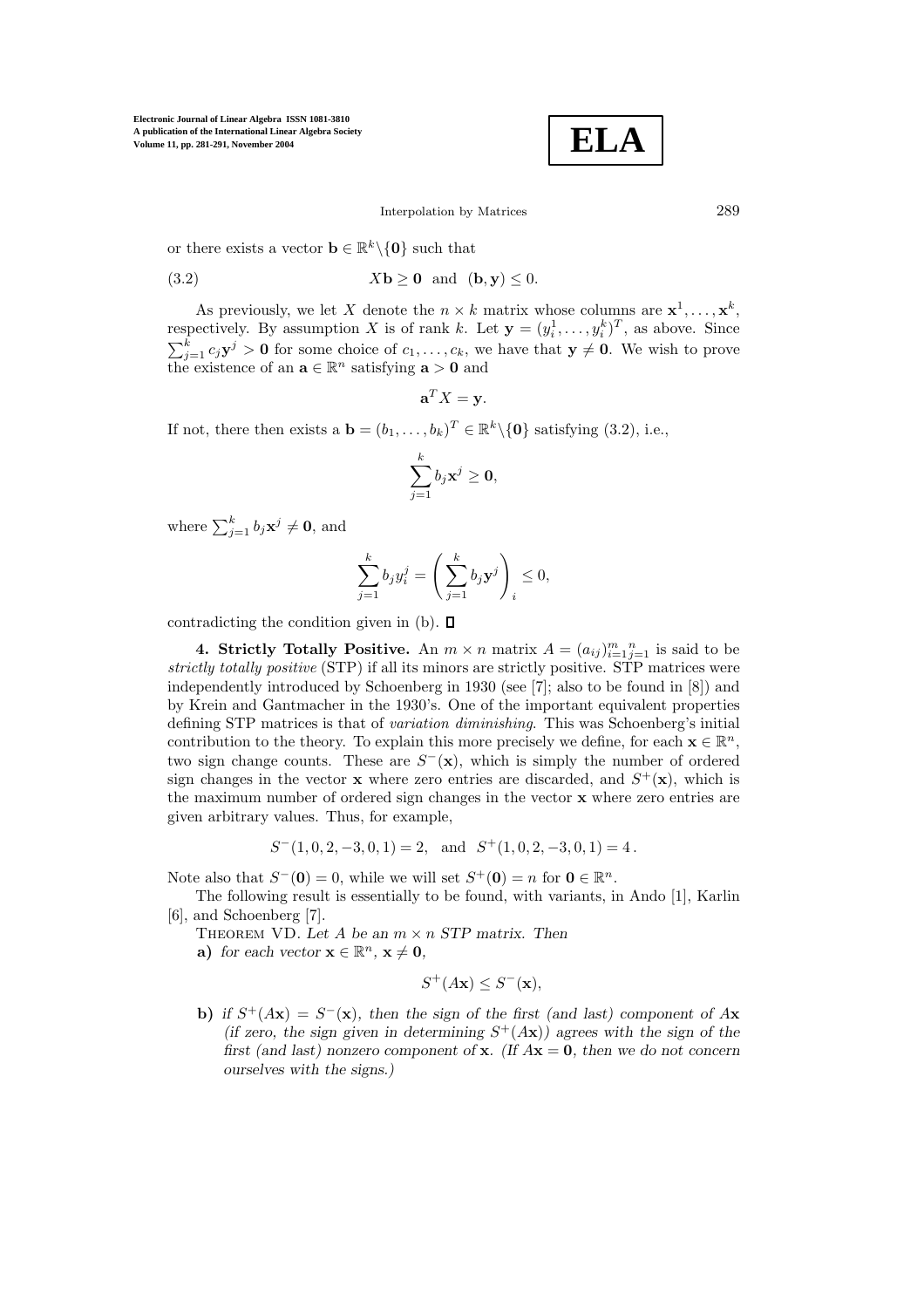or there exists a vector $\mathbf{b} \in \mathbb{R}^k \backslash \{\mathbf{0}\}$ such that

$$X\mathbf{b} \geq \mathbf{0} \quad \text{and} \quad (\mathbf{b}, \mathbf{y}) \leq 0. \tag{3.2}$$

As previously, we let $X$ denote the $n \times k$ matrix whose columns are $\mathbf{x}^1, \ldots, \mathbf{x}^k$, respectively. By assumption $X$ is of rank $k$. Let $\mathbf{y} = (y_i^1, \ldots, y_i^k)^T$, as above. Since $\sum_{j=1}^k c_j \mathbf{y}^j > \mathbf{0}$ for some choice of $c_1, \ldots, c_k$, we have that $\mathbf{y} \neq \mathbf{0}$. We wish to prove the existence of an $\mathbf{a} \in \mathbb{R}^n$ satisfying $\mathbf{a} > \mathbf{0}$ and

$$\mathbf{a}^T X = \mathbf{y}.$$

If not, there then exists a $\mathbf{b} = (b_1, \ldots, b_k)^T \in \mathbb{R}^k \backslash \{\mathbf{0}\}$ satisfying (3.2), i.e.,

$$\sum_{j=1}^k b_j \mathbf{x}^j \geq \mathbf{0},$$

where $\sum_{j=1}^k b_j \mathbf{x}^j \neq \mathbf{0}$, and

$$\sum_{j=1}^k b_j y_i^j = \left( \sum_{j=1}^k b_j \mathbf{y}^j \right)_i \leq 0,$$

contradicting the condition given in (b). $\square$

**4. Strictly Totally Positive.** An $m \times n$ matrix $A = (a_{ij})_{i=1}^m{}_{j=1}^n$ is said to be *strictly totally positive* (STP) if all its minors are strictly positive. STP matrices were independently introduced by Schoenberg in 1930 (see [7]; also to be found in [8]) and by Krein and Gantmacher in the 1930's. One of the important equivalent properties defining STP matrices is that of *variation diminishing*. This was Schoenberg's initial contribution to the theory. To explain this more precisely we define, for each $\mathbf{x} \in \mathbb{R}^n$, two sign change counts. These are $S^-(\mathbf{x})$, which is simply the number of ordered sign changes in the vector $\mathbf{x}$ where zero entries are discarded, and $S^+(\mathbf{x})$, which is the maximum number of ordered sign changes in the vector $\mathbf{x}$ where zero entries are given arbitrary values. Thus, for example,

$$S^-(1, 0, 2, -3, 0, 1) = 2, \quad \text{and} \quad S^+(1, 0, 2, -3, 0, 1) = 4\,.$$

Note also that $S^-(\mathbf{0}) = 0$, while we will set $S^+(\mathbf{0}) = n$ for $\mathbf{0} \in \mathbb{R}^n$.

The following result is essentially to be found, with variants, in Ando [1], Karlin [6], and Schoenberg [7].

Theorem VD. *Let $A$ be an $m \times n$ STP matrix. Then*

**a)** *for each vector $\mathbf{x} \in \mathbb{R}^n$, $\mathbf{x} \neq \mathbf{0}$,*

$$S^+(A\mathbf{x}) \leq S^-(\mathbf{x}),$$

**b)** *if $S^+(A\mathbf{x}) = S^-(\mathbf{x})$, then the sign of the first (and last) component of $A\mathbf{x}$ (if zero, the sign given in determining $S^+(A\mathbf{x})$) agrees with the sign of the first (and last) nonzero component of $\mathbf{x}$. (If $A\mathbf{x} = \mathbf{0}$, then we do not concern ourselves with the signs.)*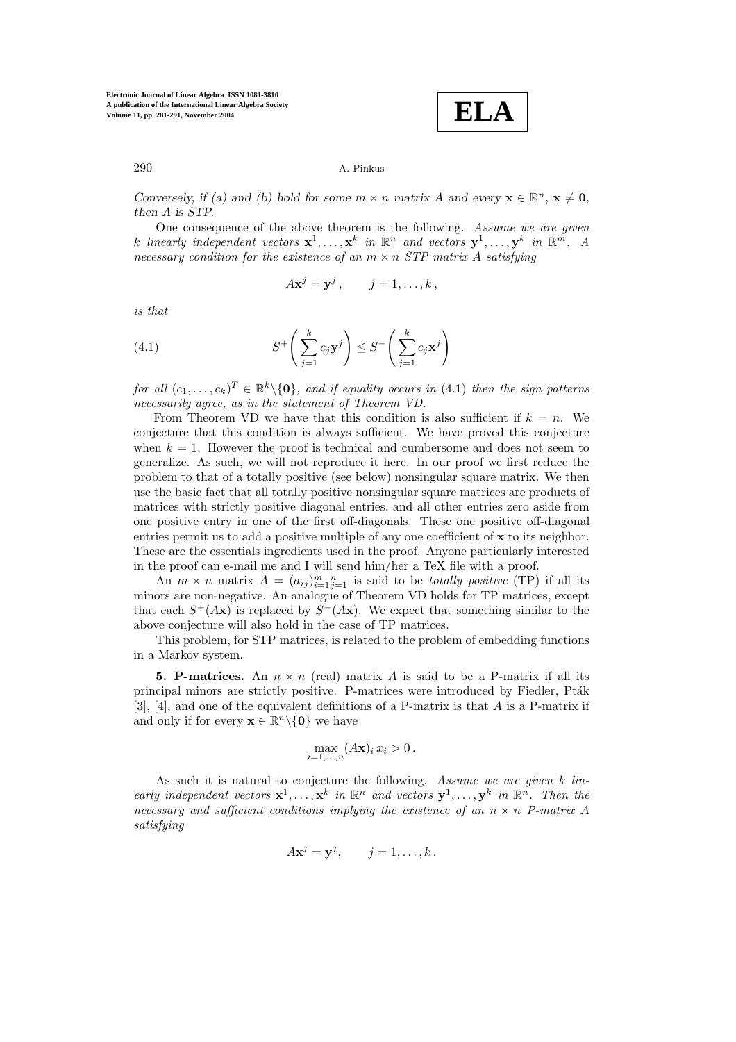*Conversely, if (a) and (b) hold for some $m \times n$ matrix $A$ and every $\mathbf{x} \in \mathbb{R}^n$, $\mathbf{x} \neq \mathbf{0}$, then $A$ is STP.*

One consequence of the above theorem is the following. *Assume we are given $k$ linearly independent vectors $\mathbf{x}^1, \ldots, \mathbf{x}^k$ in $\mathbb{R}^n$ and vectors $\mathbf{y}^1, \ldots, \mathbf{y}^k$ in $\mathbb{R}^m$. A necessary condition for the existence of an $m \times n$ STP matrix $A$ satisfying*

$$A\mathbf{x}^j = \mathbf{y}^j\,, \qquad j = 1, \ldots, k\,,$$

*is that*

$$S^+\left(\sum_{j=1}^k c_j \mathbf{y}^j\right) \leq S^-\left(\sum_{j=1}^k c_j \mathbf{x}^j\right) \tag{4.1}$$

*for all $(c_1, \ldots, c_k)^T \in \mathbb{R}^k \backslash \{\mathbf{0}\}$, and if equality occurs in* (4.1) *then the sign patterns necessarily agree, as in the statement of Theorem VD.*

From Theorem VD we have that this condition is also sufficient if $k = n$. We conjecture that this condition is always sufficient. We have proved this conjecture when $k = 1$. However the proof is technical and cumbersome and does not seem to generalize. As such, we will not reproduce it here. In our proof we first reduce the problem to that of a totally positive (see below) nonsingular square matrix. We then use the basic fact that all totally positive nonsingular square matrices are products of matrices with strictly positive diagonal entries, and all other entries zero aside from one positive entry in one of the first off-diagonals. These one positive off-diagonal entries permit us to add a positive multiple of any one coefficient of $\mathbf{x}$ to its neighbor. These are the essentials ingredients used in the proof. Anyone particularly interested in the proof can e-mail me and I will send him/her a TeX file with a proof.

An $m \times n$ matrix $A = (a_{ij})_{i=1}^m{}_{j=1}^n$ is said to be *totally positive* (TP) if all its minors are non-negative. An analogue of Theorem VD holds for TP matrices, except that each $S^+(A\mathbf{x})$ is replaced by $S^-(A\mathbf{x})$. We expect that something similar to the above conjecture will also hold in the case of TP matrices.

This problem, for STP matrices, is related to the problem of embedding functions in a Markov system.

**5. P-matrices.** An $n \times n$ (real) matrix $A$ is said to be a P-matrix if all its principal minors are strictly positive. P-matrices were introduced by Fiedler, Pták [3], [4], and one of the equivalent definitions of a P-matrix is that $A$ is a P-matrix if and only if for every $\mathbf{x} \in \mathbb{R}^n \backslash \{\mathbf{0}\}$ we have

$$\max_{i=1,\ldots,n} (A\mathbf{x})_i \, x_i > 0\,.$$

As such it is natural to conjecture the following. *Assume we are given $k$ linearly independent vectors $\mathbf{x}^1, \ldots, \mathbf{x}^k$ in $\mathbb{R}^n$ and vectors $\mathbf{y}^1, \ldots, \mathbf{y}^k$ in $\mathbb{R}^n$. Then the necessary and sufficient conditions implying the existence of an $n \times n$ P-matrix $A$ satisfying*

$$A\mathbf{x}^j = \mathbf{y}^j, \qquad j = 1, \ldots, k\,.$$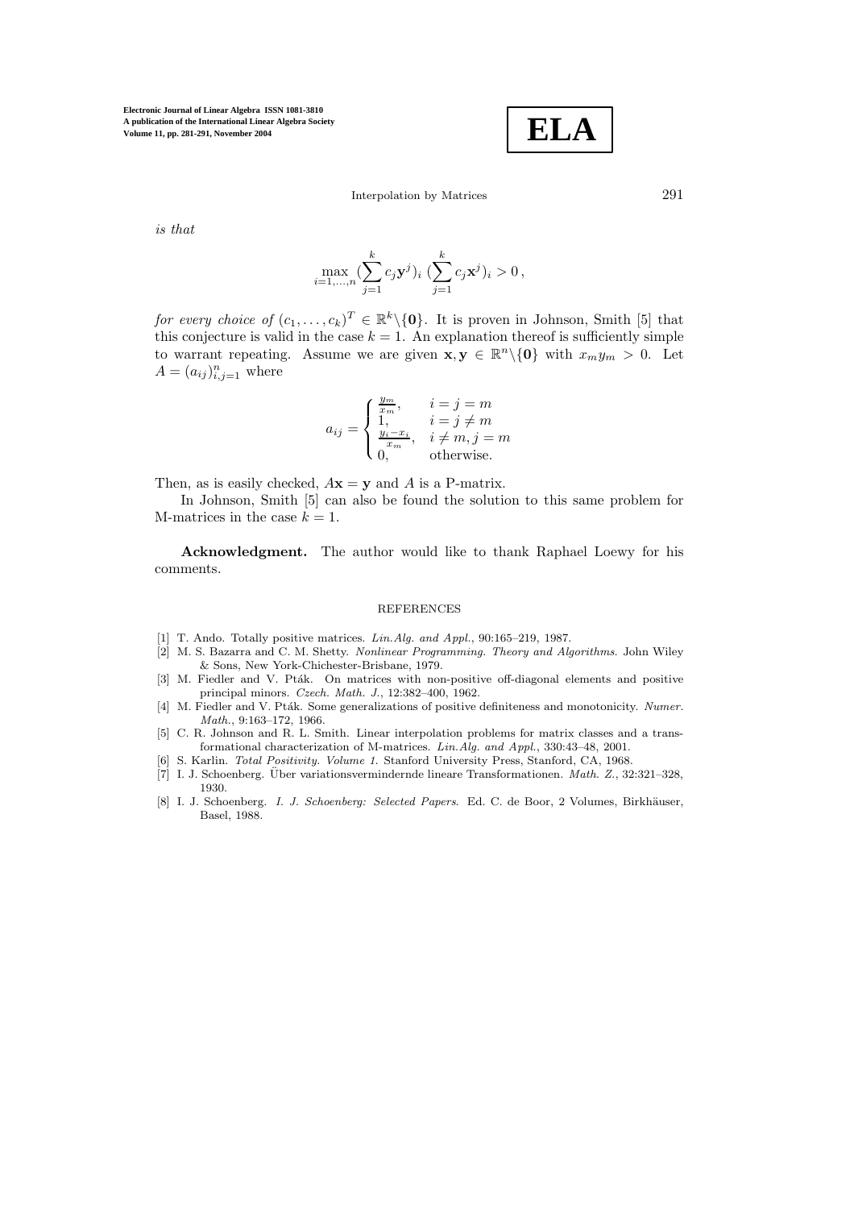*is that*

$$\max_{i=1,\ldots,n} (\sum_{j=1}^{k} c_j \mathbf{y}^j)_i \; (\sum_{j=1}^{k} c_j \mathbf{x}^j)_i > 0\,,$$

*for every choice of* $(c_1, \ldots, c_k)^T \in \mathbb{R}^k \backslash \{\mathbf{0}\}$. It is proven in Johnson, Smith [5] that this conjecture is valid in the case $k = 1$. An explanation thereof is sufficiently simple to warrant repeating. Assume we are given $\mathbf{x}, \mathbf{y} \in \mathbb{R}^n \backslash \{\mathbf{0}\}$ with $x_m y_m > 0$. Let $A = (a_{ij})_{i,j=1}^n$ where

$$a_{ij} = \begin{cases} \frac{y_m}{x_m}, & i = j = m \\ 1, & i = j \neq m \\ \frac{y_i - x_i}{x_m}, & i \neq m, j = m \\ 0, & \text{otherwise.} \end{cases}$$

Then, as is easily checked, $A\mathbf{x} = \mathbf{y}$ and $A$ is a P-matrix.

In Johnson, Smith [5] can also be found the solution to this same problem for M-matrices in the case $k = 1$.

**Acknowledgment.** The author would like to thank Raphael Loewy for his comments.

## REFERENCES

[1] T. Ando. Totally positive matrices. *Lin.Alg. and Appl.*, 90:165–219, 1987.

[2] M. S. Bazarra and C. M. Shetty. *Nonlinear Programming. Theory and Algorithms*. John Wiley & Sons, New York-Chichester-Brisbane, 1979.

[3] M. Fiedler and V. Pták. On matrices with non-positive off-diagonal elements and positive principal minors. *Czech. Math. J.*, 12:382–400, 1962.

[4] M. Fiedler and V. Pták. Some generalizations of positive definiteness and monotonicity. *Numer. Math.*, 9:163–172, 1966.

[5] C. R. Johnson and R. L. Smith. Linear interpolation problems for matrix classes and a transformational characterization of M-matrices. *Lin.Alg. and Appl.*, 330:43–48, 2001.

[6] S. Karlin. *Total Positivity. Volume 1*. Stanford University Press, Stanford, CA, 1968.

[7] I. J. Schoenberg. Über variationsvermindernde lineare Transformationen. *Math. Z.*, 32:321–328, 1930.

[8] I. J. Schoenberg. *I. J. Schoenberg: Selected Papers*. Ed. C. de Boor, 2 Volumes, Birkhäuser, Basel, 1988.